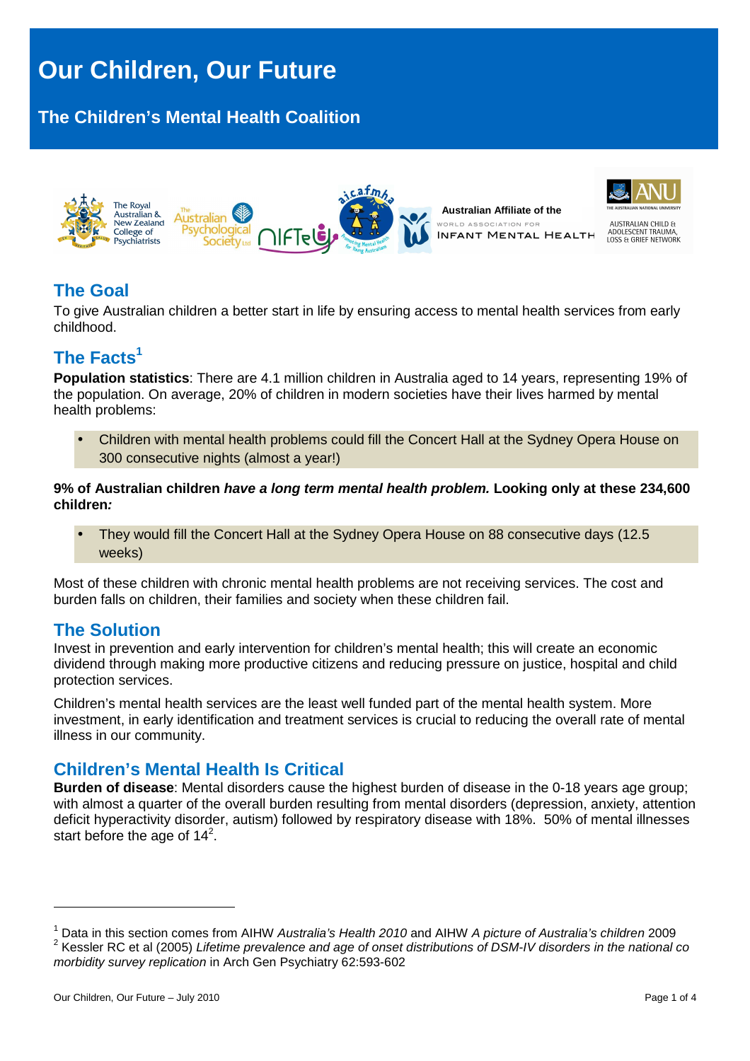# Our Children, Our Future

## The Children's Mental Health Coalition

The Royal Australian & New Zealand College of Psychiatrists | The Australian Psychological Society Ltd | NIFTeY | aicafmha | Australian Affiliate of the World Association for Infant Mental Health | ANU The Australian National University | Australian Child & Adolescent Trauma, Loss & Grief Network

## The Goal

To give Australian children a better start in life by ensuring access to mental health services from early childhood.

## The Facts[1]

**Population statistics**: There are 4.1 million children in Australia aged to 14 years, representing 19% of the population. On average, 20% of children in modern societies have their lives harmed by mental health problems:

- Children with mental health problems could fill the Concert Hall at the Sydney Opera House on 300 consecutive nights (almost a year!)

**9% of Australian children *have a long term mental health problem.* Looking only at these 234,600 children*:***

- They would fill the Concert Hall at the Sydney Opera House on 88 consecutive days (12.5 weeks)

Most of these children with chronic mental health problems are not receiving services. The cost and burden falls on children, their families and society when these children fail.

## The Solution

Invest in prevention and early intervention for children's mental health; this will create an economic dividend through making more productive citizens and reducing pressure on justice, hospital and child protection services.

Children's mental health services are the least well funded part of the mental health system. More investment, in early identification and treatment services is crucial to reducing the overall rate of mental illness in our community.

## Children's Mental Health Is Critical

**Burden of disease**: Mental disorders cause the highest burden of disease in the 0-18 years age group; with almost a quarter of the overall burden resulting from mental disorders (depression, anxiety, attention deficit hyperactivity disorder, autism) followed by respiratory disease with 18%. 50% of mental illnesses start before the age of 14[2].

---

[1] Data in this section comes from AIHW *Australia's Health 2010* and AIHW *A picture of Australia's children* 2009

[2] Kessler RC et al (2005) *Lifetime prevalence and age of onset distributions of DSM-IV disorders in the national co morbidity survey replication* in Arch Gen Psychiatry 62:593-602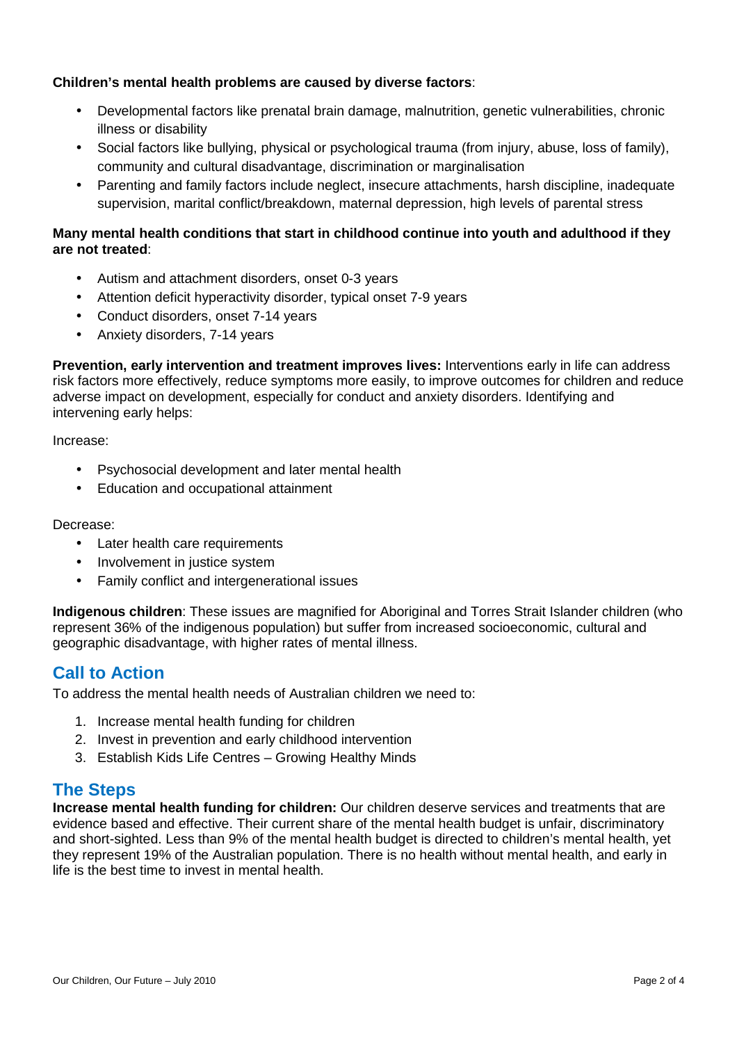**Children's mental health problems are caused by diverse factors**:

- Developmental factors like prenatal brain damage, malnutrition, genetic vulnerabilities, chronic illness or disability
- Social factors like bullying, physical or psychological trauma (from injury, abuse, loss of family), community and cultural disadvantage, discrimination or marginalisation
- Parenting and family factors include neglect, insecure attachments, harsh discipline, inadequate supervision, marital conflict/breakdown, maternal depression, high levels of parental stress

**Many mental health conditions that start in childhood continue into youth and adulthood if they are not treated**:

- Autism and attachment disorders, onset 0-3 years
- Attention deficit hyperactivity disorder, typical onset 7-9 years
- Conduct disorders, onset 7-14 years
- Anxiety disorders, 7-14 years

**Prevention, early intervention and treatment improves lives:** Interventions early in life can address risk factors more effectively, reduce symptoms more easily, to improve outcomes for children and reduce adverse impact on development, especially for conduct and anxiety disorders. Identifying and intervening early helps:

Increase:

- Psychosocial development and later mental health
- Education and occupational attainment

Decrease:

- Later health care requirements
- Involvement in justice system
- Family conflict and intergenerational issues

**Indigenous children**: These issues are magnified for Aboriginal and Torres Strait Islander children (who represent 36% of the indigenous population) but suffer from increased socioeconomic, cultural and geographic disadvantage, with higher rates of mental illness.

## Call to Action

To address the mental health needs of Australian children we need to:

1. Increase mental health funding for children
2. Invest in prevention and early childhood intervention
3. Establish Kids Life Centres – Growing Healthy Minds

## The Steps

**Increase mental health funding for children:** Our children deserve services and treatments that are evidence based and effective. Their current share of the mental health budget is unfair, discriminatory and short-sighted. Less than 9% of the mental health budget is directed to children's mental health, yet they represent 19% of the Australian population. There is no health without mental health, and early in life is the best time to invest in mental health.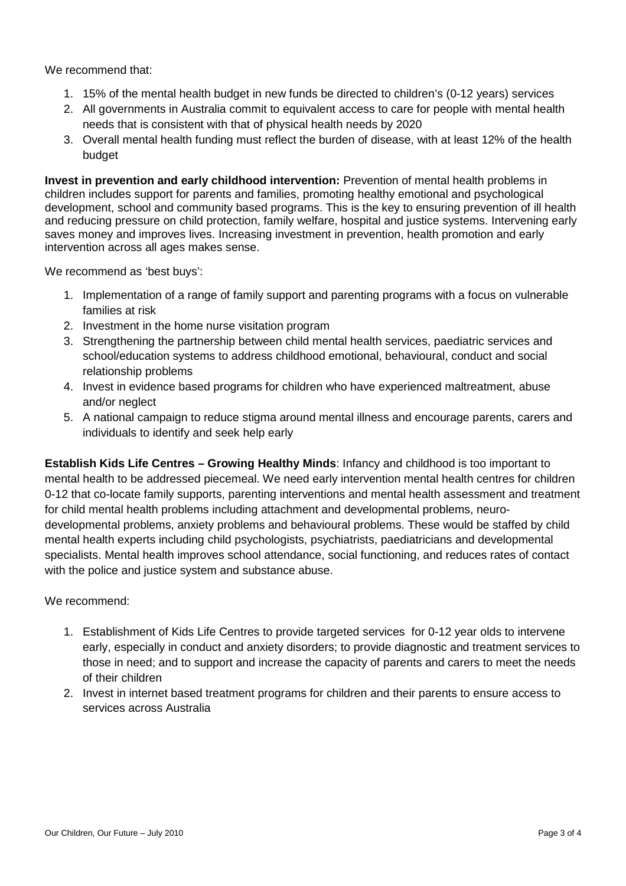We recommend that:

1. 15% of the mental health budget in new funds be directed to children's (0-12 years) services
2. All governments in Australia commit to equivalent access to care for people with mental health needs that is consistent with that of physical health needs by 2020
3. Overall mental health funding must reflect the burden of disease, with at least 12% of the health budget

**Invest in prevention and early childhood intervention:** Prevention of mental health problems in children includes support for parents and families, promoting healthy emotional and psychological development, school and community based programs. This is the key to ensuring prevention of ill health and reducing pressure on child protection, family welfare, hospital and justice systems. Intervening early saves money and improves lives. Increasing investment in prevention, health promotion and early intervention across all ages makes sense.

We recommend as 'best buys':

1. Implementation of a range of family support and parenting programs with a focus on vulnerable families at risk
2. Investment in the home nurse visitation program
3. Strengthening the partnership between child mental health services, paediatric services and school/education systems to address childhood emotional, behavioural, conduct and social relationship problems
4. Invest in evidence based programs for children who have experienced maltreatment, abuse and/or neglect
5. A national campaign to reduce stigma around mental illness and encourage parents, carers and individuals to identify and seek help early

**Establish Kids Life Centres – Growing Healthy Minds**: Infancy and childhood is too important to mental health to be addressed piecemeal. We need early intervention mental health centres for children 0-12 that co-locate family supports, parenting interventions and mental health assessment and treatment for child mental health problems including attachment and developmental problems, neuro-developmental problems, anxiety problems and behavioural problems. These would be staffed by child mental health experts including child psychologists, psychiatrists, paediatricians and developmental specialists. Mental health improves school attendance, social functioning, and reduces rates of contact with the police and justice system and substance abuse.

We recommend:

1. Establishment of Kids Life Centres to provide targeted services for 0-12 year olds to intervene early, especially in conduct and anxiety disorders; to provide diagnostic and treatment services to those in need; and to support and increase the capacity of parents and carers to meet the needs of their children
2. Invest in internet based treatment programs for children and their parents to ensure access to services across Australia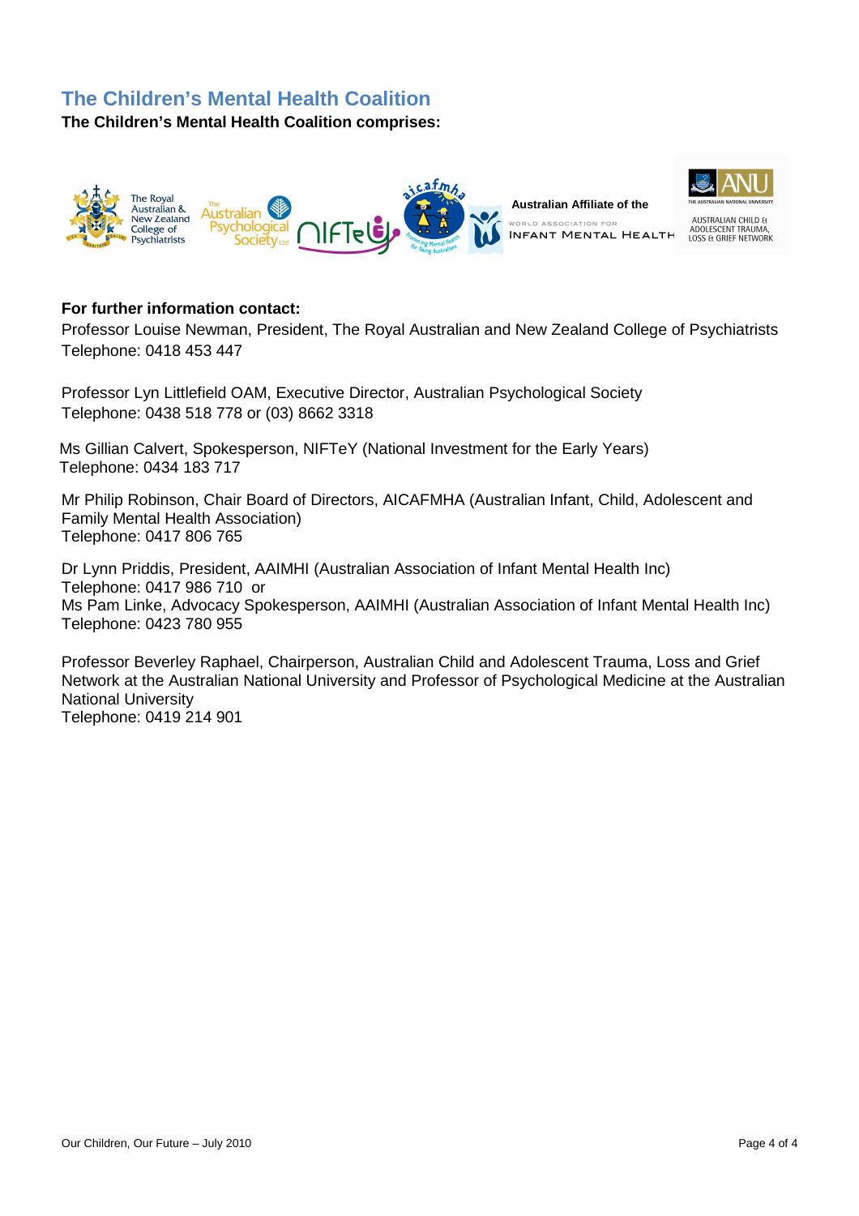## The Children's Mental Health Coalition

**The Children's Mental Health Coalition comprises:**

The Royal Australian & New Zealand College of Psychiatrists

The Australian Psychological Society Ltd

NIFTeY

aicafmha — Promoting Mental Health for Young Australians

Australian Affiliate of the World Association for Infant Mental Health

ANU — The Australian National University — Australian Child & Adolescent Trauma, Loss & Grief Network

**For further information contact:**

Professor Louise Newman, President, The Royal Australian and New Zealand College of Psychiatrists
Telephone: 0418 453 447

Professor Lyn Littlefield OAM, Executive Director, Australian Psychological Society
Telephone: 0438 518 778 or (03) 8662 3318

Ms Gillian Calvert, Spokesperson, NIFTeY (National Investment for the Early Years)
Telephone: 0434 183 717

Mr Philip Robinson, Chair Board of Directors, AICAFMHA (Australian Infant, Child, Adolescent and Family Mental Health Association)
Telephone: 0417 806 765

Dr Lynn Priddis, President, AAIMHI (Australian Association of Infant Mental Health Inc)
Telephone: 0417 986 710 or
Ms Pam Linke, Advocacy Spokesperson, AAIMHI (Australian Association of Infant Mental Health Inc)
Telephone: 0423 780 955

Professor Beverley Raphael, Chairperson, Australian Child and Adolescent Trauma, Loss and Grief Network at the Australian National University and Professor of Psychological Medicine at the Australian National University
Telephone: 0419 214 901